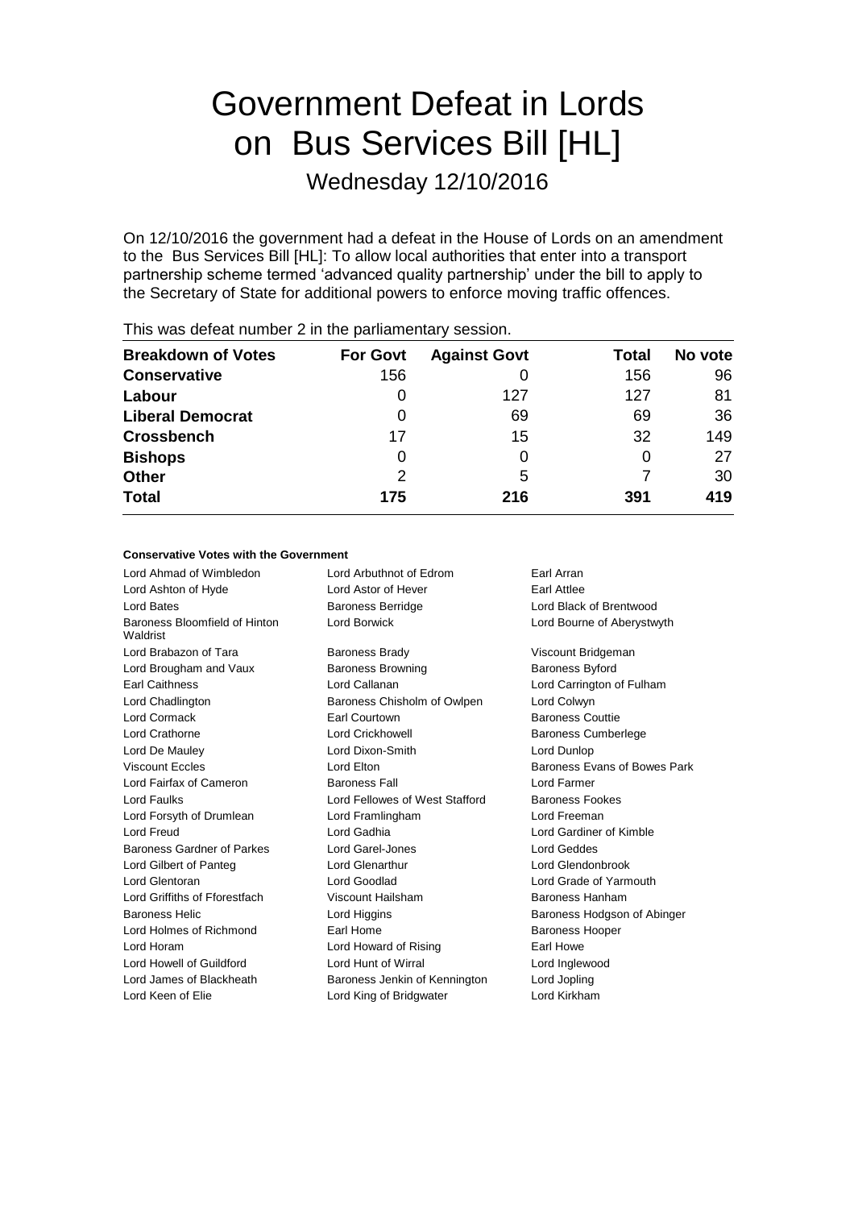# Government Defeat in Lords on Bus Services Bill [HL]

Wednesday 12/10/2016

On 12/10/2016 the government had a defeat in the House of Lords on an amendment to the Bus Services Bill [HL]: To allow local authorities that enter into a transport partnership scheme termed 'advanced quality partnership' under the bill to apply to the Secretary of State for additional powers to enforce moving traffic offences.

This was defeat number 2 in the parliamentary session.

| Breakdown of Votes | For Govt | Against Govt | Total | No vote |
|---|---|---|---|---|
| **Conservative** | 156 | 0 | 156 | 96 |
| **Labour** | 0 | 127 | 127 | 81 |
| **Liberal Democrat** | 0 | 69 | 69 | 36 |
| **Crossbench** | 17 | 15 | 32 | 149 |
| **Bishops** | 0 | 0 | 0 | 27 |
| **Other** | 2 | 5 | 7 | 30 |
| **Total** | **175** | **216** | **391** | **419** |

**Conservative Votes with the Government**

| | | |
|---|---|---|
| Lord Ahmad of Wimbledon | Lord Arbuthnot of Edrom | Earl Arran |
| Lord Ashton of Hyde | Lord Astor of Hever | Earl Attlee |
| Lord Bates | Baroness Berridge | Lord Black of Brentwood |
| Baroness Bloomfield of Hinton Waldrist | Lord Borwick | Lord Bourne of Aberystwyth |
| Lord Brabazon of Tara | Baroness Brady | Viscount Bridgeman |
| Lord Brougham and Vaux | Baroness Browning | Baroness Byford |
| Earl Caithness | Lord Callanan | Lord Carrington of Fulham |
| Lord Chadlington | Baroness Chisholm of Owlpen | Lord Colwyn |
| Lord Cormack | Earl Courtown | Baroness Couttie |
| Lord Crathorne | Lord Crickhowell | Baroness Cumberlege |
| Lord De Mauley | Lord Dixon-Smith | Lord Dunlop |
| Viscount Eccles | Lord Elton | Baroness Evans of Bowes Park |
| Lord Fairfax of Cameron | Baroness Fall | Lord Farmer |
| Lord Faulks | Lord Fellowes of West Stafford | Baroness Fookes |
| Lord Forsyth of Drumlean | Lord Framlingham | Lord Freeman |
| Lord Freud | Lord Gadhia | Lord Gardiner of Kimble |
| Baroness Gardner of Parkes | Lord Garel-Jones | Lord Geddes |
| Lord Gilbert of Panteg | Lord Glenarthur | Lord Glendonbrook |
| Lord Glentoran | Lord Goodlad | Lord Grade of Yarmouth |
| Lord Griffiths of Fforestfach | Viscount Hailsham | Baroness Hanham |
| Baroness Helic | Lord Higgins | Baroness Hodgson of Abinger |
| Lord Holmes of Richmond | Earl Home | Baroness Hooper |
| Lord Horam | Lord Howard of Rising | Earl Howe |
| Lord Howell of Guildford | Lord Hunt of Wirral | Lord Inglewood |
| Lord James of Blackheath | Baroness Jenkin of Kennington | Lord Jopling |
| Lord Keen of Elie | Lord King of Bridgwater | Lord Kirkham |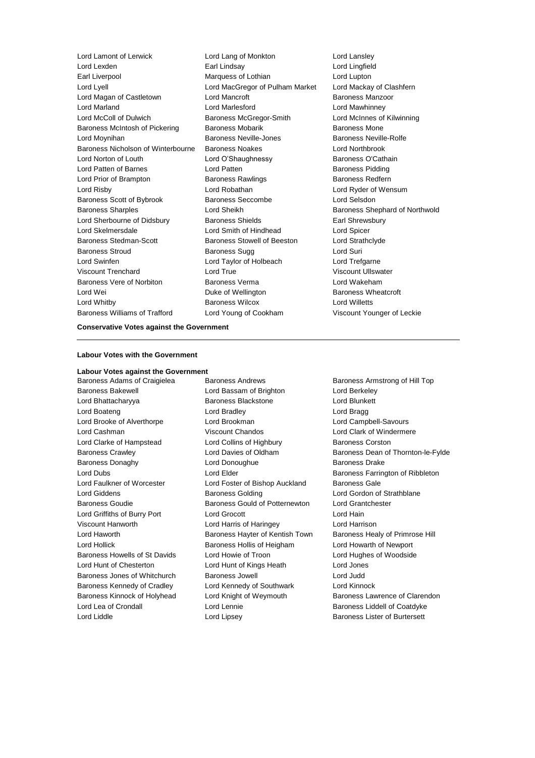Lord Lamont of Lerwick
Lord Lang of Monkton
Lord Lansley
Lord Lexden
Earl Lindsay
Lord Lingfield
Earl Liverpool
Marquess of Lothian
Lord Lupton
Lord Lyell
Lord MacGregor of Pulham Market
Lord Mackay of Clashfern
Lord Magan of Castletown
Lord Mancroft
Baroness Manzoor
Lord Marland
Lord Marlesford
Lord Mawhinney
Lord McColl of Dulwich
Baroness McGregor-Smith
Lord McInnes of Kilwinning
Baroness McIntosh of Pickering
Baroness Mobarik
Baroness Mone
Lord Moynihan
Baroness Neville-Jones
Baroness Neville-Rolfe
Baroness Nicholson of Winterbourne
Baroness Noakes
Lord Northbrook
Lord Norton of Louth
Lord O'Shaughnessy
Baroness O'Cathain
Lord Patten of Barnes
Lord Patten
Baroness Pidding
Lord Prior of Brampton
Baroness Rawlings
Baroness Redfern
Lord Risby
Lord Robathan
Lord Ryder of Wensum
Baroness Scott of Bybrook
Baroness Seccombe
Lord Selsdon
Baroness Sharples
Lord Sheikh
Baroness Shephard of Northwold
Lord Sherbourne of Didsbury
Baroness Shields
Earl Shrewsbury
Lord Skelmersdale
Lord Smith of Hindhead
Lord Spicer
Baroness Stedman-Scott
Baroness Stowell of Beeston
Lord Strathclyde
Baroness Stroud
Baroness Sugg
Lord Suri
Lord Swinfen
Lord Taylor of Holbeach
Lord Trefgarne
Viscount Trenchard
Lord True
Viscount Ullswater
Baroness Vere of Norbiton
Baroness Verma
Lord Wakeham
Lord Wei
Duke of Wellington
Baroness Wheatcroft
Lord Whitby
Baroness Wilcox
Lord Willetts
Baroness Williams of Trafford
Lord Young of Cookham
Viscount Younger of Leckie

**Conservative Votes against the Government**

---

**Labour Votes with the Government**

**Labour Votes against the Government**

Baroness Adams of Craigielea
Baroness Andrews
Baroness Armstrong of Hill Top
Baroness Bakewell
Lord Bassam of Brighton
Lord Berkeley
Lord Bhattacharyya
Baroness Blackstone
Lord Blunkett
Lord Boateng
Lord Bradley
Lord Bragg
Lord Brooke of Alverthorpe
Lord Brookman
Lord Campbell-Savours
Lord Cashman
Viscount Chandos
Lord Clark of Windermere
Lord Clarke of Hampstead
Lord Collins of Highbury
Baroness Corston
Baroness Crawley
Lord Davies of Oldham
Baroness Dean of Thornton-le-Fylde
Baroness Donaghy
Lord Donoughue
Baroness Drake
Lord Dubs
Lord Elder
Baroness Farrington of Ribbleton
Lord Faulkner of Worcester
Lord Foster of Bishop Auckland
Baroness Gale
Lord Giddens
Baroness Golding
Lord Gordon of Strathblane
Baroness Goudie
Baroness Gould of Potternewton
Lord Grantchester
Lord Griffiths of Burry Port
Lord Grocott
Lord Hain
Viscount Hanworth
Lord Harris of Haringey
Lord Harrison
Lord Haworth
Baroness Hayter of Kentish Town
Baroness Healy of Primrose Hill
Lord Hollick
Baroness Hollis of Heigham
Lord Howarth of Newport
Baroness Howells of St Davids
Lord Howie of Troon
Lord Hughes of Woodside
Lord Hunt of Chesterton
Lord Hunt of Kings Heath
Lord Jones
Baroness Jones of Whitchurch
Baroness Jowell
Lord Judd
Baroness Kennedy of Cradley
Lord Kennedy of Southwark
Lord Kinnock
Baroness Kinnock of Holyhead
Lord Knight of Weymouth
Baroness Lawrence of Clarendon
Lord Lea of Crondall
Lord Lennie
Baroness Liddell of Coatdyke
Lord Liddle
Lord Lipsey
Baroness Lister of Burtersett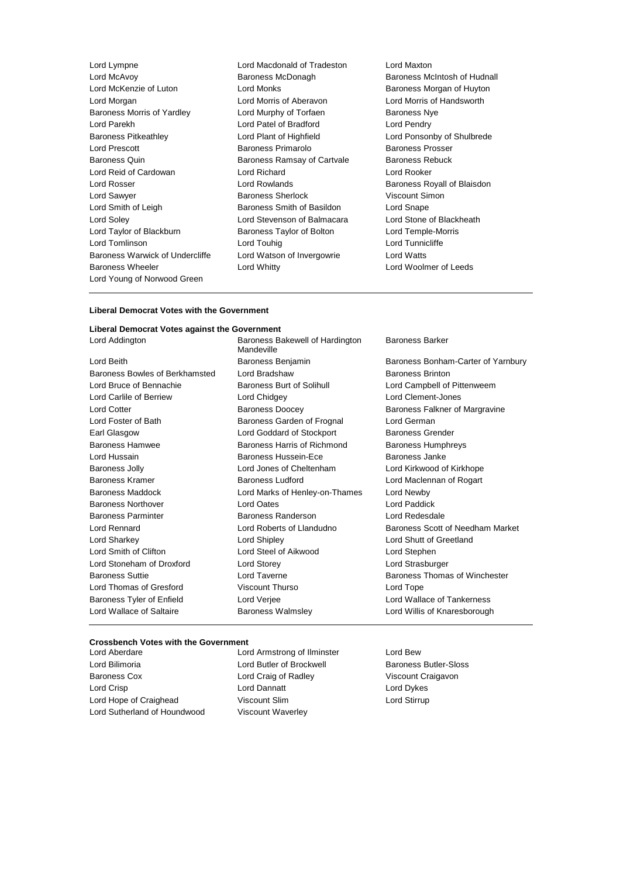Lord Lympne
Lord Macdonald of Tradeston
Lord Maxton
Lord McAvoy
Baroness McDonagh
Baroness McIntosh of Hudnall
Lord McKenzie of Luton
Lord Monks
Baroness Morgan of Huyton
Lord Morgan
Lord Morris of Aberavon
Lord Morris of Handsworth
Baroness Morris of Yardley
Lord Murphy of Torfaen
Baroness Nye
Lord Parekh
Lord Patel of Bradford
Lord Pendry
Baroness Pitkeathley
Lord Plant of Highfield
Lord Ponsonby of Shulbrede
Lord Prescott
Baroness Primarolo
Baroness Prosser
Baroness Quin
Baroness Ramsay of Cartvale
Baroness Rebuck
Lord Reid of Cardowan
Lord Richard
Lord Rooker
Lord Rosser
Lord Rowlands
Baroness Royall of Blaisdon
Lord Sawyer
Baroness Sherlock
Viscount Simon
Lord Smith of Leigh
Baroness Smith of Basildon
Lord Snape
Lord Soley
Lord Stevenson of Balmacara
Lord Stone of Blackheath
Lord Taylor of Blackburn
Baroness Taylor of Bolton
Lord Temple-Morris
Lord Tomlinson
Lord Touhig
Lord Tunnicliffe
Baroness Warwick of Undercliffe
Lord Watson of Invergowrie
Lord Watts
Baroness Wheeler
Lord Whitty
Lord Woolmer of Leeds
Lord Young of Norwood Green

**Liberal Democrat Votes with the Government**

**Liberal Democrat Votes against the Government**

Lord Addington
Baroness Bakewell of Hardington Mandeville
Baroness Barker
Lord Beith
Baroness Benjamin
Baroness Bonham-Carter of Yarnbury
Baroness Bowles of Berkhamsted
Lord Bradshaw
Baroness Brinton
Lord Bruce of Bennachie
Baroness Burt of Solihull
Lord Campbell of Pittenweem
Lord Carlile of Berriew
Lord Chidgey
Lord Clement-Jones
Lord Cotter
Baroness Doocey
Baroness Falkner of Margravine
Lord Foster of Bath
Baroness Garden of Frognal
Lord German
Earl Glasgow
Lord Goddard of Stockport
Baroness Grender
Baroness Hamwee
Baroness Harris of Richmond
Baroness Humphreys
Lord Hussain
Baroness Hussein-Ece
Baroness Janke
Baroness Jolly
Lord Jones of Cheltenham
Lord Kirkwood of Kirkhope
Baroness Kramer
Baroness Ludford
Lord Maclennan of Rogart
Baroness Maddock
Lord Marks of Henley-on-Thames
Lord Newby
Baroness Northover
Lord Oates
Lord Paddick
Baroness Parminter
Baroness Randerson
Lord Redesdale
Lord Rennard
Lord Roberts of Llandudno
Baroness Scott of Needham Market
Lord Sharkey
Lord Shipley
Lord Shutt of Greetland
Lord Smith of Clifton
Lord Steel of Aikwood
Lord Stephen
Lord Stoneham of Droxford
Lord Storey
Lord Strasburger
Baroness Suttie
Lord Taverne
Baroness Thomas of Winchester
Lord Thomas of Gresford
Viscount Thurso
Lord Tope
Baroness Tyler of Enfield
Lord Verjee
Lord Wallace of Tankerness
Lord Wallace of Saltaire
Baroness Walmsley
Lord Willis of Knaresborough

**Crossbench Votes with the Government**

Lord Aberdare
Lord Armstrong of Ilminster
Lord Bew
Lord Bilimoria
Lord Butler of Brockwell
Baroness Butler-Sloss
Baroness Cox
Lord Craig of Radley
Viscount Craigavon
Lord Crisp
Lord Dannatt
Lord Dykes
Lord Hope of Craighead
Viscount Slim
Lord Stirrup
Lord Sutherland of Houndwood
Viscount Waverley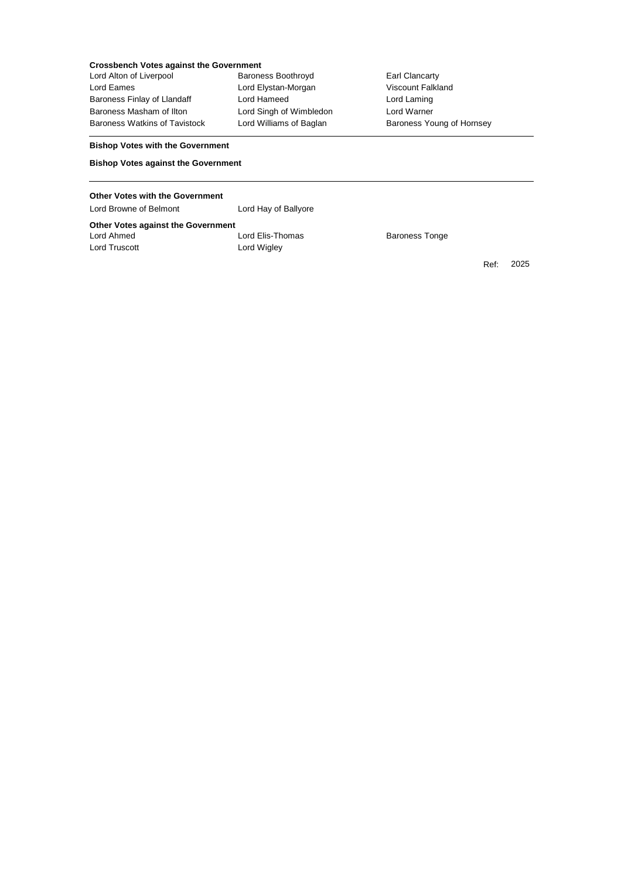**Crossbench Votes against the Government**

| | | |
|---|---|---|
| Lord Alton of Liverpool | Baroness Boothroyd | Earl Clancarty |
| Lord Eames | Lord Elystan-Morgan | Viscount Falkland |
| Baroness Finlay of Llandaff | Lord Hameed | Lord Laming |
| Baroness Masham of Ilton | Lord Singh of Wimbledon | Lord Warner |
| Baroness Watkins of Tavistock | Lord Williams of Baglan | Baroness Young of Hornsey |

**Bishop Votes with the Government**

**Bishop Votes against the Government**

**Other Votes with the Government**

| | |
|---|---|
| Lord Browne of Belmont | Lord Hay of Ballyore |

**Other Votes against the Government**

| | | |
|---|---|---|
| Lord Ahmed | Lord Elis-Thomas | Baroness Tonge |
| Lord Truscott | Lord Wigley | |

Ref: 2025